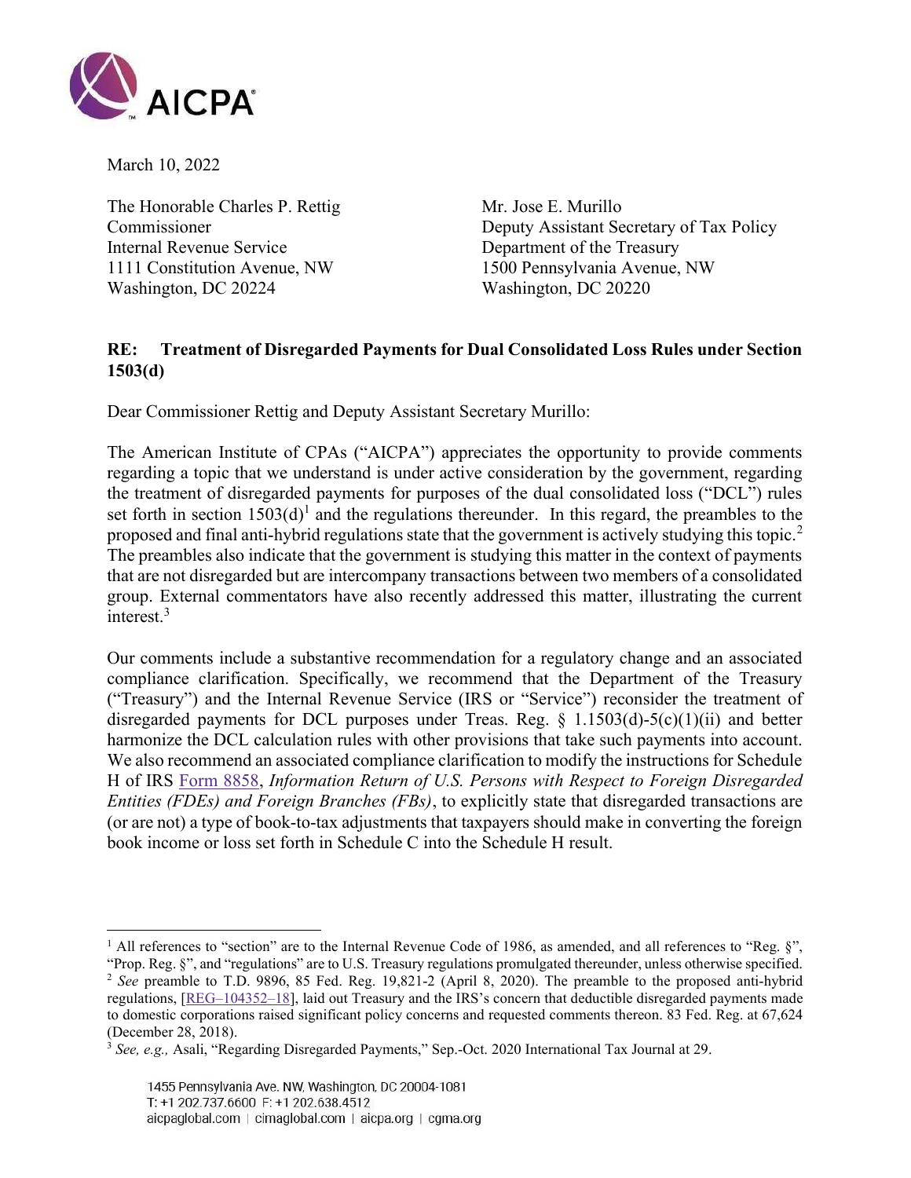March 10, 2022

The Honorable Charles P. Rettig
Commissioner
Internal Revenue Service
1111 Constitution Avenue, NW
Washington, DC 20224

Mr. Jose E. Murillo
Deputy Assistant Secretary of Tax Policy
Department of the Treasury
1500 Pennsylvania Avenue, NW
Washington, DC 20220

**RE: Treatment of Disregarded Payments for Dual Consolidated Loss Rules under Section 1503(d)**

Dear Commissioner Rettig and Deputy Assistant Secretary Murillo:

The American Institute of CPAs ("AICPA") appreciates the opportunity to provide comments regarding a topic that we understand is under active consideration by the government, regarding the treatment of disregarded payments for purposes of the dual consolidated loss ("DCL") rules set forth in section 1503(d)[1] and the regulations thereunder. In this regard, the preambles to the proposed and final anti-hybrid regulations state that the government is actively studying this topic.[2] The preambles also indicate that the government is studying this matter in the context of payments that are not disregarded but are intercompany transactions between two members of a consolidated group. External commentators have also recently addressed this matter, illustrating the current interest.[3]

Our comments include a substantive recommendation for a regulatory change and an associated compliance clarification. Specifically, we recommend that the Department of the Treasury ("Treasury") and the Internal Revenue Service (IRS or "Service") reconsider the treatment of disregarded payments for DCL purposes under Treas. Reg. § 1.1503(d)-5(c)(1)(ii) and better harmonize the DCL calculation rules with other provisions that take such payments into account. We also recommend an associated compliance clarification to modify the instructions for Schedule H of IRS Form 8858, *Information Return of U.S. Persons with Respect to Foreign Disregarded Entities (FDEs) and Foreign Branches (FBs)*, to explicitly state that disregarded transactions are (or are not) a type of book-to-tax adjustments that taxpayers should make in converting the foreign book income or loss set forth in Schedule C into the Schedule H result.

---

[1] All references to "section" are to the Internal Revenue Code of 1986, as amended, and all references to "Reg. §", "Prop. Reg. §", and "regulations" are to U.S. Treasury regulations promulgated thereunder, unless otherwise specified.

[2] *See* preamble to T.D. 9896, 85 Fed. Reg. 19,821-2 (April 8, 2020). The preamble to the proposed anti-hybrid regulations, [REG–104352–18], laid out Treasury and the IRS's concern that deductible disregarded payments made to domestic corporations raised significant policy concerns and requested comments thereon. 83 Fed. Reg. at 67,624 (December 28, 2018).

[3] *See, e.g.,* Asali, "Regarding Disregarded Payments," Sep.-Oct. 2020 International Tax Journal at 29.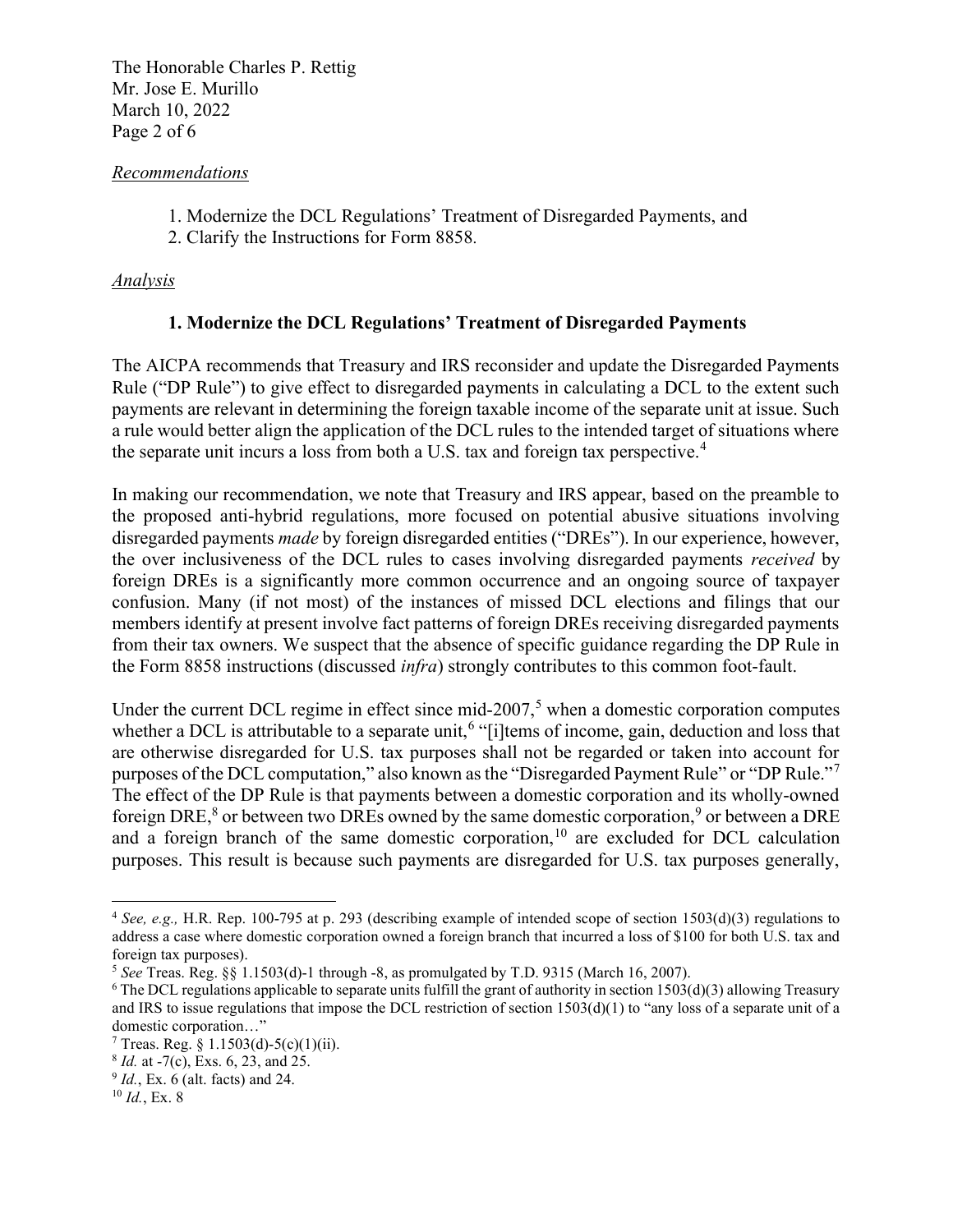*Recommendations*

1. Modernize the DCL Regulations' Treatment of Disregarded Payments, and
2. Clarify the Instructions for Form 8858.

*Analysis*

**1. Modernize the DCL Regulations' Treatment of Disregarded Payments**

The AICPA recommends that Treasury and IRS reconsider and update the Disregarded Payments Rule ("DP Rule") to give effect to disregarded payments in calculating a DCL to the extent such payments are relevant in determining the foreign taxable income of the separate unit at issue. Such a rule would better align the application of the DCL rules to the intended target of situations where the separate unit incurs a loss from both a U.S. tax and foreign tax perspective.[4]

In making our recommendation, we note that Treasury and IRS appear, based on the preamble to the proposed anti-hybrid regulations, more focused on potential abusive situations involving disregarded payments *made* by foreign disregarded entities ("DREs"). In our experience, however, the over inclusiveness of the DCL rules to cases involving disregarded payments *received* by foreign DREs is a significantly more common occurrence and an ongoing source of taxpayer confusion. Many (if not most) of the instances of missed DCL elections and filings that our members identify at present involve fact patterns of foreign DREs receiving disregarded payments from their tax owners. We suspect that the absence of specific guidance regarding the DP Rule in the Form 8858 instructions (discussed *infra*) strongly contributes to this common foot-fault.

Under the current DCL regime in effect since mid-2007,[5] when a domestic corporation computes whether a DCL is attributable to a separate unit,[6] "[i]tems of income, gain, deduction and loss that are otherwise disregarded for U.S. tax purposes shall not be regarded or taken into account for purposes of the DCL computation," also known as the "Disregarded Payment Rule" or "DP Rule."[7] The effect of the DP Rule is that payments between a domestic corporation and its wholly-owned foreign DRE,[8] or between two DREs owned by the same domestic corporation,[9] or between a DRE and a foreign branch of the same domestic corporation,[10] are excluded for DCL calculation purposes. This result is because such payments are disregarded for U.S. tax purposes generally,

---

[4] *See, e.g.,* H.R. Rep. 100-795 at p. 293 (describing example of intended scope of section 1503(d)(3) regulations to address a case where domestic corporation owned a foreign branch that incurred a loss of $100 for both U.S. tax and foreign tax purposes).

[5] *See* Treas. Reg. §§ 1.1503(d)-1 through -8, as promulgated by T.D. 9315 (March 16, 2007).

[6] The DCL regulations applicable to separate units fulfill the grant of authority in section 1503(d)(3) allowing Treasury and IRS to issue regulations that impose the DCL restriction of section 1503(d)(1) to "any loss of a separate unit of a domestic corporation…"

[7] Treas. Reg. § 1.1503(d)-5(c)(1)(ii).

[8] *Id.* at -7(c), Exs. 6, 23, and 25.

[9] *Id.*, Ex. 6 (alt. facts) and 24.

[10] *Id.*, Ex. 8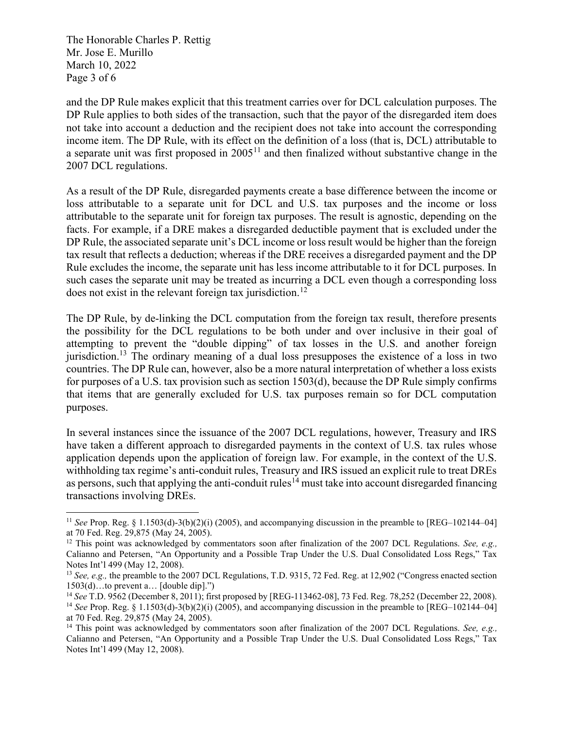and the DP Rule makes explicit that this treatment carries over for DCL calculation purposes. The DP Rule applies to both sides of the transaction, such that the payor of the disregarded item does not take into account a deduction and the recipient does not take into account the corresponding income item. The DP Rule, with its effect on the definition of a loss (that is, DCL) attributable to a separate unit was first proposed in 2005[11] and then finalized without substantive change in the 2007 DCL regulations.

As a result of the DP Rule, disregarded payments create a base difference between the income or loss attributable to a separate unit for DCL and U.S. tax purposes and the income or loss attributable to the separate unit for foreign tax purposes. The result is agnostic, depending on the facts. For example, if a DRE makes a disregarded deductible payment that is excluded under the DP Rule, the associated separate unit's DCL income or loss result would be higher than the foreign tax result that reflects a deduction; whereas if the DRE receives a disregarded payment and the DP Rule excludes the income, the separate unit has less income attributable to it for DCL purposes. In such cases the separate unit may be treated as incurring a DCL even though a corresponding loss does not exist in the relevant foreign tax jurisdiction.[12]

The DP Rule, by de-linking the DCL computation from the foreign tax result, therefore presents the possibility for the DCL regulations to be both under and over inclusive in their goal of attempting to prevent the "double dipping" of tax losses in the U.S. and another foreign jurisdiction.[13] The ordinary meaning of a dual loss presupposes the existence of a loss in two countries. The DP Rule can, however, also be a more natural interpretation of whether a loss exists for purposes of a U.S. tax provision such as section 1503(d), because the DP Rule simply confirms that items that are generally excluded for U.S. tax purposes remain so for DCL computation purposes.

In several instances since the issuance of the 2007 DCL regulations, however, Treasury and IRS have taken a different approach to disregarded payments in the context of U.S. tax rules whose application depends upon the application of foreign law. For example, in the context of the U.S. withholding tax regime's anti-conduit rules, Treasury and IRS issued an explicit rule to treat DREs as persons, such that applying the anti-conduit rules[14] must take into account disregarded financing transactions involving DREs.

---

[11] *See* Prop. Reg. § 1.1503(d)-3(b)(2)(i) (2005), and accompanying discussion in the preamble to [REG–102144–04] at 70 Fed. Reg. 29,875 (May 24, 2005).

[12] This point was acknowledged by commentators soon after finalization of the 2007 DCL Regulations. *See, e.g.,* Calianno and Petersen, "An Opportunity and a Possible Trap Under the U.S. Dual Consolidated Loss Regs," Tax Notes Int'l 499 (May 12, 2008).

[13] *See, e.g.,* the preamble to the 2007 DCL Regulations, T.D. 9315, 72 Fed. Reg. at 12,902 ("Congress enacted section 1503(d)…to prevent a… [double dip].")

[14] *See* T.D. 9562 (December 8, 2011); first proposed by [REG-113462-08], 73 Fed. Reg. 78,252 (December 22, 2008).

[14] *See* Prop. Reg. § 1.1503(d)-3(b)(2)(i) (2005), and accompanying discussion in the preamble to [REG–102144–04] at 70 Fed. Reg. 29,875 (May 24, 2005).

[14] This point was acknowledged by commentators soon after finalization of the 2007 DCL Regulations. *See, e.g.,* Calianno and Petersen, "An Opportunity and a Possible Trap Under the U.S. Dual Consolidated Loss Regs," Tax Notes Int'l 499 (May 12, 2008).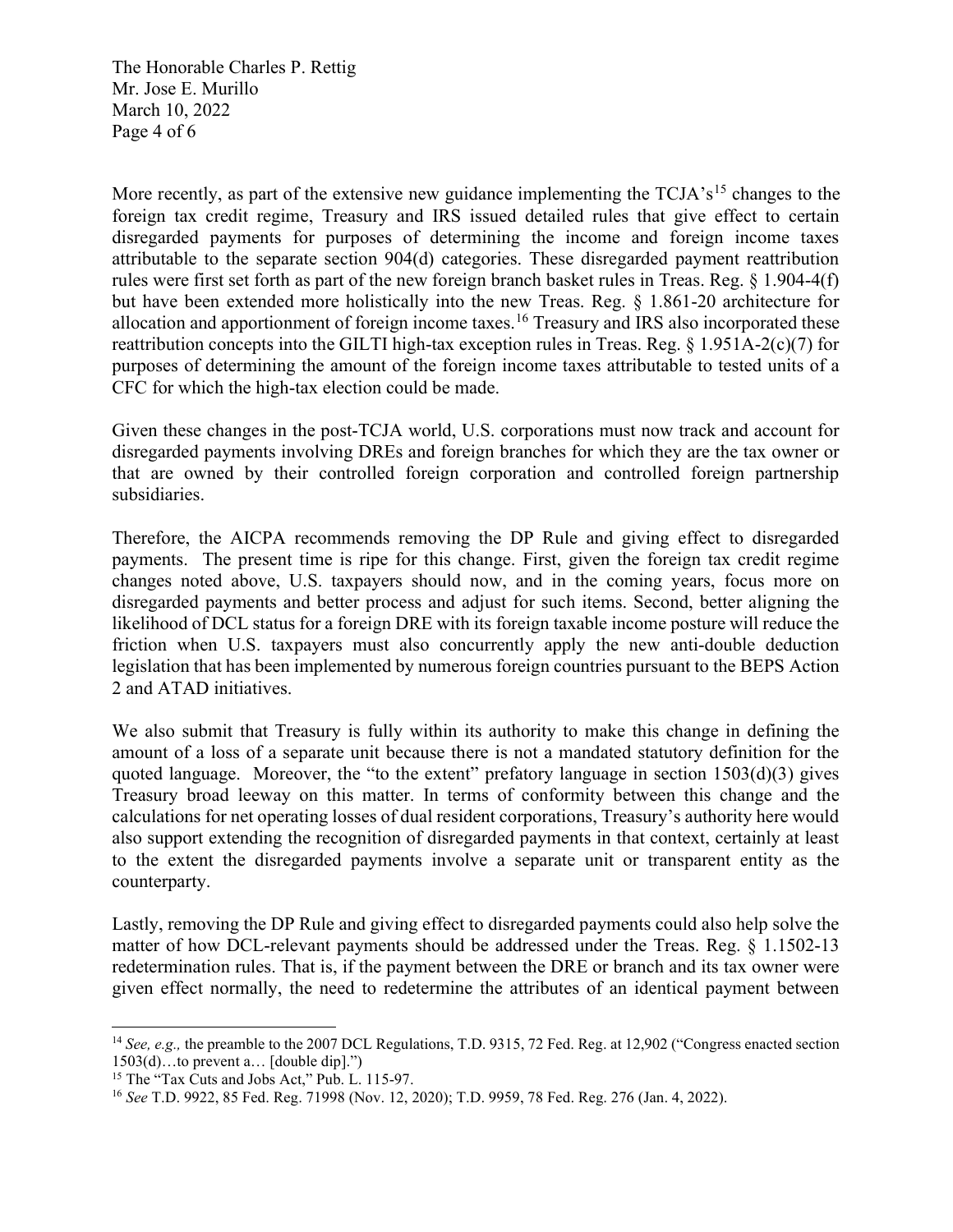More recently, as part of the extensive new guidance implementing the TCJA's[15] changes to the foreign tax credit regime, Treasury and IRS issued detailed rules that give effect to certain disregarded payments for purposes of determining the income and foreign income taxes attributable to the separate section 904(d) categories. These disregarded payment reattribution rules were first set forth as part of the new foreign branch basket rules in Treas. Reg. § 1.904-4(f) but have been extended more holistically into the new Treas. Reg. § 1.861-20 architecture for allocation and apportionment of foreign income taxes.[16] Treasury and IRS also incorporated these reattribution concepts into the GILTI high-tax exception rules in Treas. Reg. § 1.951A-2(c)(7) for purposes of determining the amount of the foreign income taxes attributable to tested units of a CFC for which the high-tax election could be made.

Given these changes in the post-TCJA world, U.S. corporations must now track and account for disregarded payments involving DREs and foreign branches for which they are the tax owner or that are owned by their controlled foreign corporation and controlled foreign partnership subsidiaries.

Therefore, the AICPA recommends removing the DP Rule and giving effect to disregarded payments. The present time is ripe for this change. First, given the foreign tax credit regime changes noted above, U.S. taxpayers should now, and in the coming years, focus more on disregarded payments and better process and adjust for such items. Second, better aligning the likelihood of DCL status for a foreign DRE with its foreign taxable income posture will reduce the friction when U.S. taxpayers must also concurrently apply the new anti-double deduction legislation that has been implemented by numerous foreign countries pursuant to the BEPS Action 2 and ATAD initiatives.

We also submit that Treasury is fully within its authority to make this change in defining the amount of a loss of a separate unit because there is not a mandated statutory definition for the quoted language. Moreover, the "to the extent" prefatory language in section 1503(d)(3) gives Treasury broad leeway on this matter. In terms of conformity between this change and the calculations for net operating losses of dual resident corporations, Treasury's authority here would also support extending the recognition of disregarded payments in that context, certainly at least to the extent the disregarded payments involve a separate unit or transparent entity as the counterparty.

Lastly, removing the DP Rule and giving effect to disregarded payments could also help solve the matter of how DCL-relevant payments should be addressed under the Treas. Reg. § 1.1502-13 redetermination rules. That is, if the payment between the DRE or branch and its tax owner were given effect normally, the need to redetermine the attributes of an identical payment between

---

[14] *See, e.g.,* the preamble to the 2007 DCL Regulations, T.D. 9315, 72 Fed. Reg. at 12,902 ("Congress enacted section 1503(d)…to prevent a… [double dip].")

[15] The "Tax Cuts and Jobs Act," Pub. L. 115-97.

[16] *See* T.D. 9922, 85 Fed. Reg. 71998 (Nov. 12, 2020); T.D. 9959, 78 Fed. Reg. 276 (Jan. 4, 2022).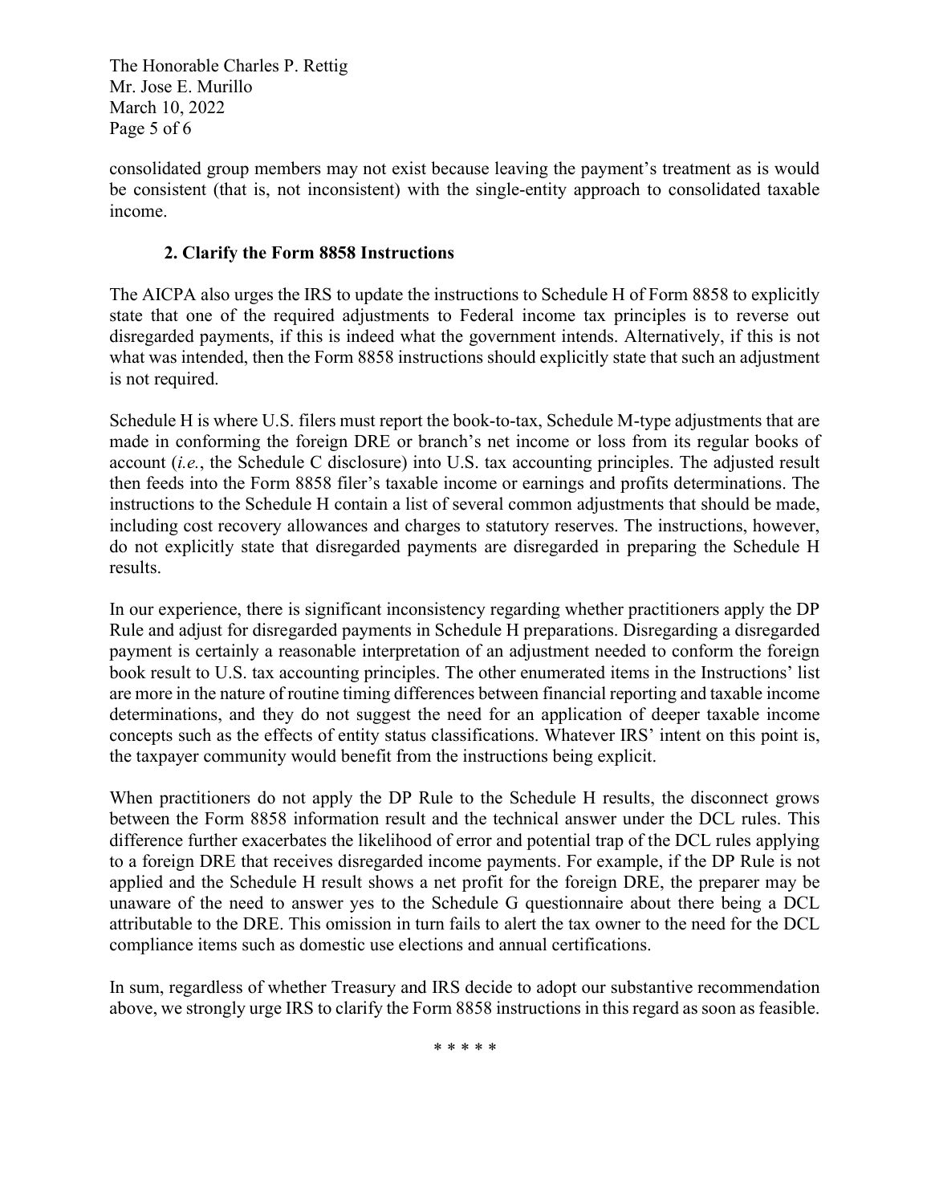consolidated group members may not exist because leaving the payment's treatment as is would be consistent (that is, not inconsistent) with the single-entity approach to consolidated taxable income.

### 2. Clarify the Form 8858 Instructions

The AICPA also urges the IRS to update the instructions to Schedule H of Form 8858 to explicitly state that one of the required adjustments to Federal income tax principles is to reverse out disregarded payments, if this is indeed what the government intends. Alternatively, if this is not what was intended, then the Form 8858 instructions should explicitly state that such an adjustment is not required.

Schedule H is where U.S. filers must report the book-to-tax, Schedule M-type adjustments that are made in conforming the foreign DRE or branch's net income or loss from its regular books of account (*i.e.*, the Schedule C disclosure) into U.S. tax accounting principles. The adjusted result then feeds into the Form 8858 filer's taxable income or earnings and profits determinations. The instructions to the Schedule H contain a list of several common adjustments that should be made, including cost recovery allowances and charges to statutory reserves. The instructions, however, do not explicitly state that disregarded payments are disregarded in preparing the Schedule H results.

In our experience, there is significant inconsistency regarding whether practitioners apply the DP Rule and adjust for disregarded payments in Schedule H preparations. Disregarding a disregarded payment is certainly a reasonable interpretation of an adjustment needed to conform the foreign book result to U.S. tax accounting principles. The other enumerated items in the Instructions' list are more in the nature of routine timing differences between financial reporting and taxable income determinations, and they do not suggest the need for an application of deeper taxable income concepts such as the effects of entity status classifications. Whatever IRS' intent on this point is, the taxpayer community would benefit from the instructions being explicit.

When practitioners do not apply the DP Rule to the Schedule H results, the disconnect grows between the Form 8858 information result and the technical answer under the DCL rules. This difference further exacerbates the likelihood of error and potential trap of the DCL rules applying to a foreign DRE that receives disregarded income payments. For example, if the DP Rule is not applied and the Schedule H result shows a net profit for the foreign DRE, the preparer may be unaware of the need to answer yes to the Schedule G questionnaire about there being a DCL attributable to the DRE. This omission in turn fails to alert the tax owner to the need for the DCL compliance items such as domestic use elections and annual certifications.

In sum, regardless of whether Treasury and IRS decide to adopt our substantive recommendation above, we strongly urge IRS to clarify the Form 8858 instructions in this regard as soon as feasible.

\* \* \* \* \*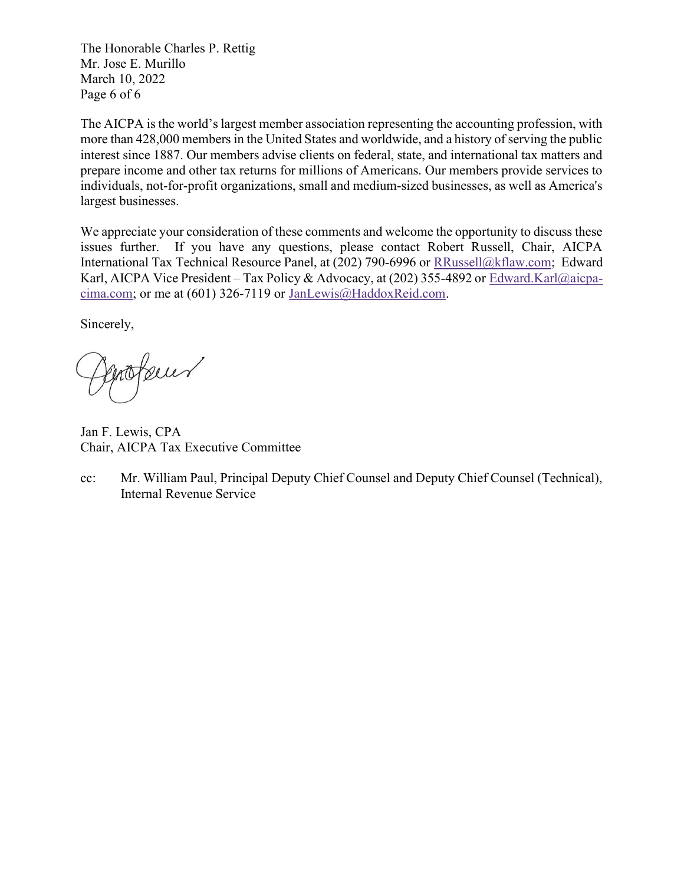The AICPA is the world's largest member association representing the accounting profession, with more than 428,000 members in the United States and worldwide, and a history of serving the public interest since 1887. Our members advise clients on federal, state, and international tax matters and prepare income and other tax returns for millions of Americans. Our members provide services to individuals, not-for-profit organizations, small and medium-sized businesses, as well as America's largest businesses.

We appreciate your consideration of these comments and welcome the opportunity to discuss these issues further. If you have any questions, please contact Robert Russell, Chair, AICPA International Tax Technical Resource Panel, at (202) 790-6996 or RRussell@kflaw.com; Edward Karl, AICPA Vice President – Tax Policy & Advocacy, at (202) 355-4892 or Edward.Karl@aicpa-cima.com; or me at (601) 326-7119 or JanLewis@HaddoxReid.com.

Sincerely,

Jan F. Lewis, CPA
Chair, AICPA Tax Executive Committee

cc: Mr. William Paul, Principal Deputy Chief Counsel and Deputy Chief Counsel (Technical), Internal Revenue Service